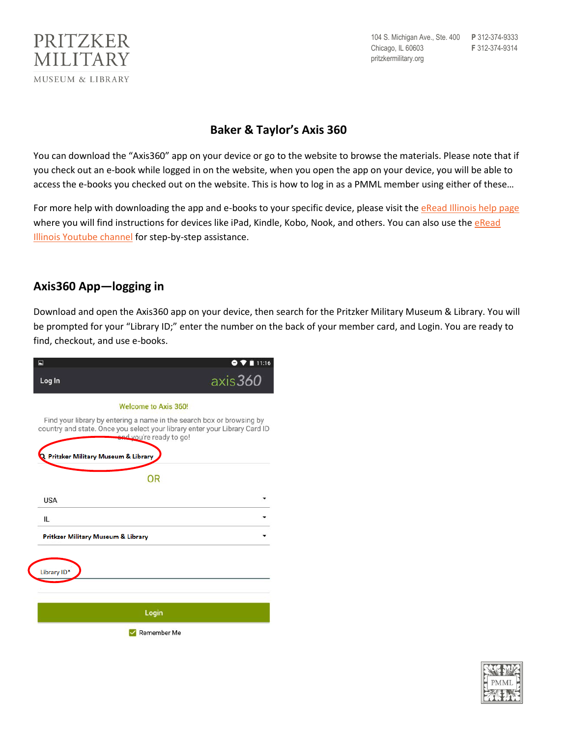PRITZKER MILITARY MUSEUM & LIBRARY

104 S. Michigan Ave., Ste. 400
Chicago, IL 60603
pritzkermilitary.org

P 312-374-9333
F 312-374-9314

# Baker & Taylor's Axis 360

You can download the "Axis360" app on your device or go to the website to browse the materials. Please note that if you check out an e-book while logged in on the website, when you open the app on your device, you will be able to access the e-books you checked out on the website. This is how to log in as a PMML member using either of these…

For more help with downloading the app and e-books to your specific device, please visit the eRead Illinois help page where you will find instructions for devices like iPad, Kindle, Kobo, Nook, and others. You can also use the eRead Illinois Youtube channel for step-by-step assistance.

## Axis360 App—logging in

Download and open the Axis360 app on your device, then search for the Pritzker Military Museum & Library. You will be prompted for your "Library ID;" enter the number on the back of your member card, and Login. You are ready to find, checkout, and use e-books.

Log In axis360

Welcome to Axis 360!

Find your library by entering a name in the search box or browsing by country and state. Once you select your library enter your Library Card ID and you're ready to go!

Pritzker Military Museum & Library

OR

USA

IL

Pritkzer Military Museum & Library

Library ID*

Login

Remember Me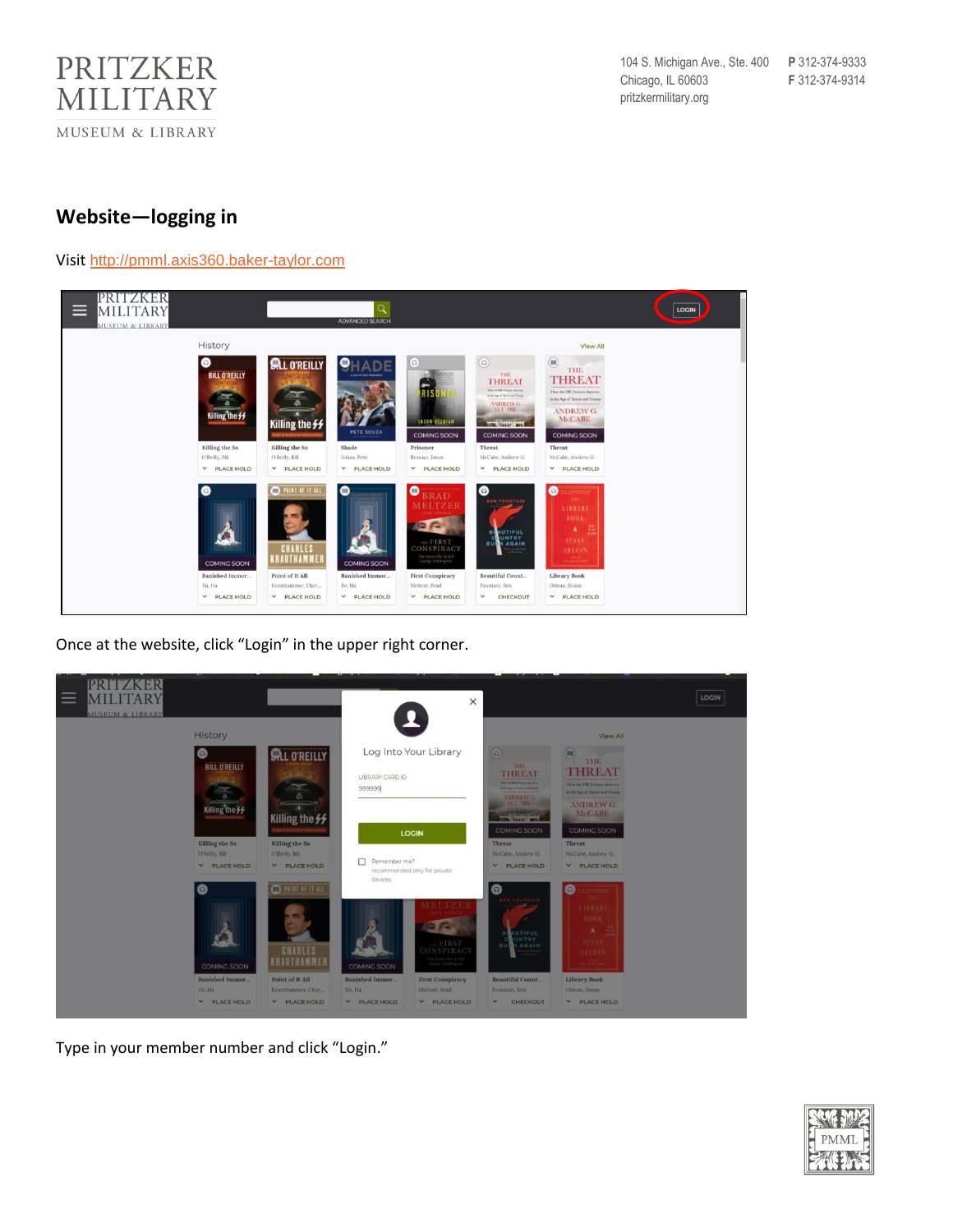## Website—logging in

Visit http://pmml.axis360.baker-taylor.com

Once at the website, click “Login” in the upper right corner.

Type in your member number and click “Login.”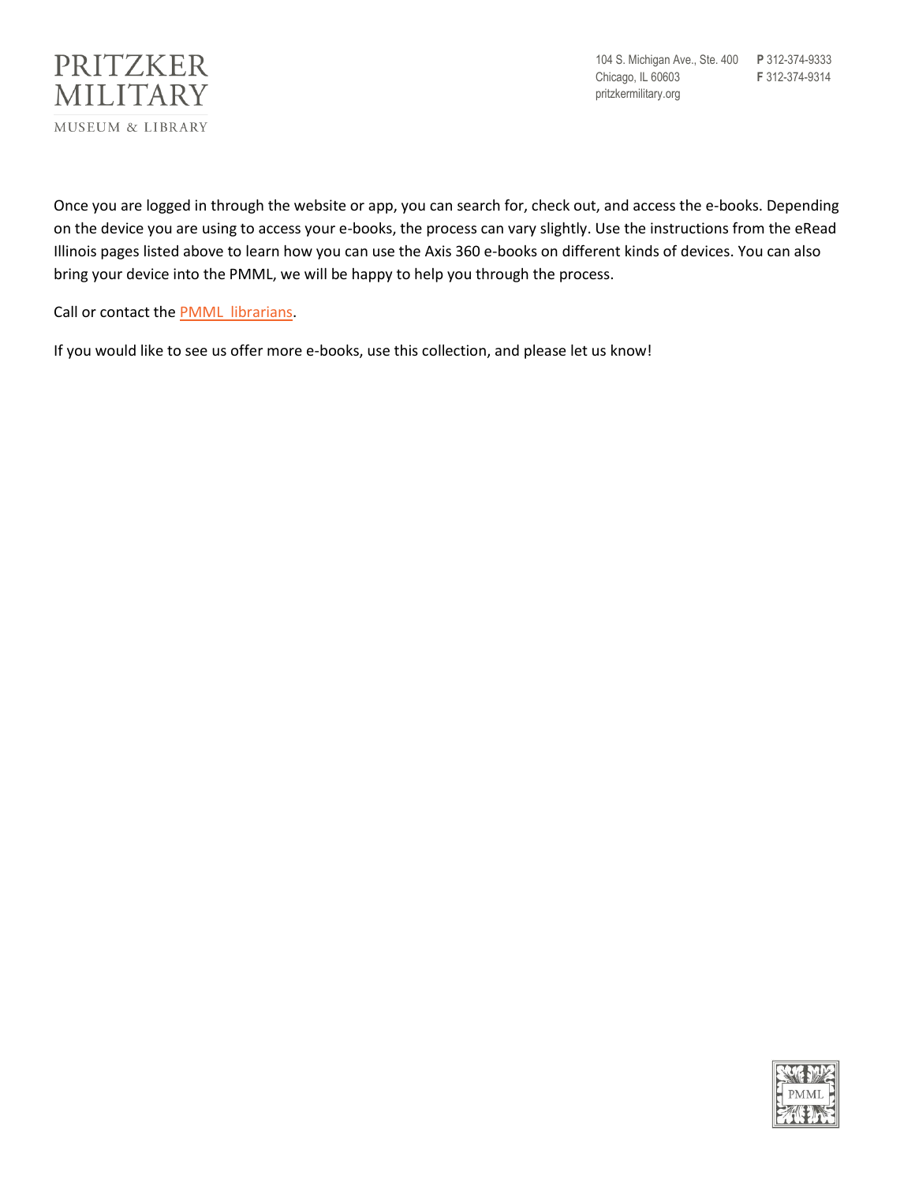Once you are logged in through the website or app, you can search for, check out, and access the e-books. Depending on the device you are using to access your e-books, the process can vary slightly. Use the instructions from the eRead Illinois pages listed above to learn how you can use the Axis 360 e-books on different kinds of devices. You can also bring your device into the PMML, we will be happy to help you through the process.

Call or contact the PMML librarians.

If you would like to see us offer more e-books, use this collection, and please let us know!